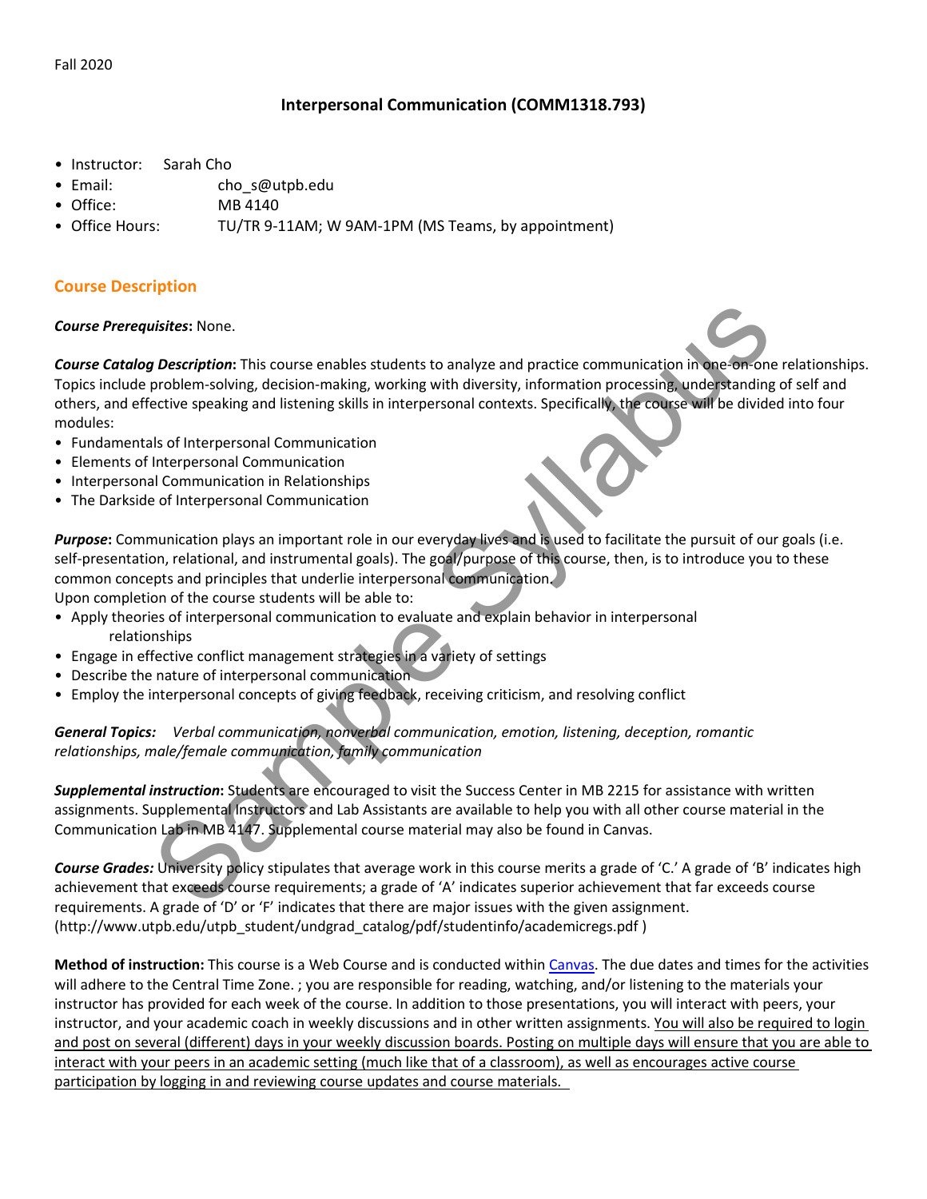Fall 2020

## Interpersonal Communication (COMM1318.793)

- Instructor: Sarah Cho
- Email: cho_s@utpb.edu
- Office: MB 4140
- Office Hours: TU/TR 9-11AM; W 9AM-1PM (MS Teams, by appointment)

## Course Description

***Course Prerequisites*:** None.

***Course Catalog Description*:** This course enables students to analyze and practice communication in one-on-one relationships. Topics include problem-solving, decision-making, working with diversity, information processing, understanding of self and others, and effective speaking and listening skills in interpersonal contexts. Specifically, the course will be divided into four modules:

- Fundamentals of Interpersonal Communication
- Elements of Interpersonal Communication
- Interpersonal Communication in Relationships
- The Darkside of Interpersonal Communication

***Purpose*:** Communication plays an important role in our everyday lives and is used to facilitate the pursuit of our goals (i.e. self-presentation, relational, and instrumental goals). The goal/purpose of this course, then, is to introduce you to these common concepts and principles that underlie interpersonal communication.
Upon completion of the course students will be able to:

- Apply theories of interpersonal communication to evaluate and explain behavior in interpersonal relationships
- Engage in effective conflict management strategies in a variety of settings
- Describe the nature of interpersonal communication
- Employ the interpersonal concepts of giving feedback, receiving criticism, and resolving conflict

***General Topics:*** *Verbal communication, nonverbal communication, emotion, listening, deception, romantic relationships, male/female communication, family communication*

***Supplemental instruction*:** Students are encouraged to visit the Success Center in MB 2215 for assistance with written assignments. Supplemental Instructors and Lab Assistants are available to help you with all other course material in the Communication Lab in MB 4147. Supplemental course material may also be found in Canvas.

***Course Grades:*** University policy stipulates that average work in this course merits a grade of 'C.' A grade of 'B' indicates high achievement that exceeds course requirements; a grade of 'A' indicates superior achievement that far exceeds course requirements. A grade of 'D' or 'F' indicates that there are major issues with the given assignment. (http://www.utpb.edu/utpb_student/undgrad_catalog/pdf/studentinfo/academicregs.pdf )

**Method of instruction:** This course is a Web Course and is conducted within Canvas. The due dates and times for the activities will adhere to the Central Time Zone. ; you are responsible for reading, watching, and/or listening to the materials your instructor has provided for each week of the course. In addition to those presentations, you will interact with peers, your instructor, and your academic coach in weekly discussions and in other written assignments. You will also be required to login and post on several (different) days in your weekly discussion boards. Posting on multiple days will ensure that you are able to interact with your peers in an academic setting (much like that of a classroom), as well as encourages active course participation by logging in and reviewing course updates and course materials.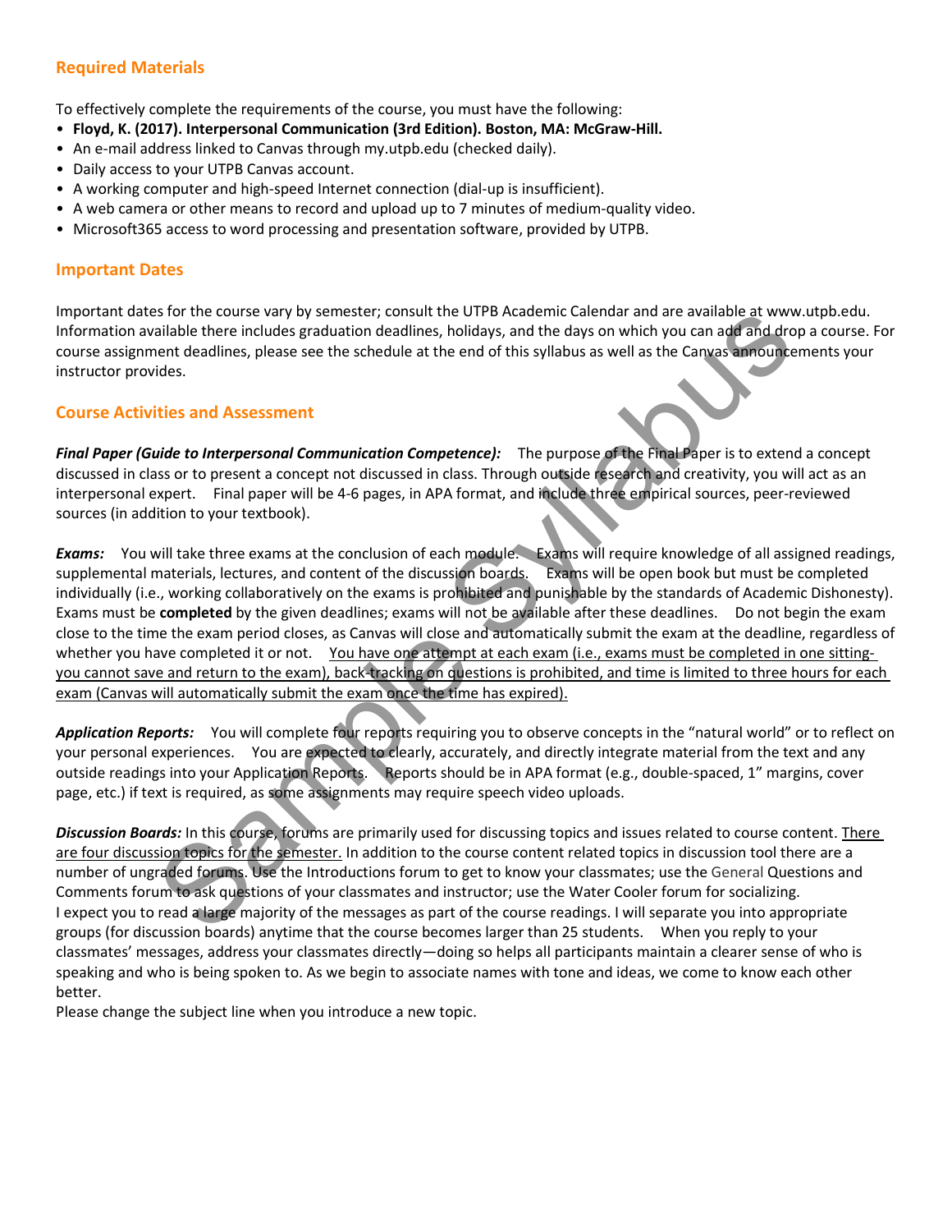## Required Materials

To effectively complete the requirements of the course, you must have the following:

- **Floyd, K. (2017). Interpersonal Communication (3rd Edition). Boston, MA: McGraw-Hill.**
- An e-mail address linked to Canvas through my.utpb.edu (checked daily).
- Daily access to your UTPB Canvas account.
- A working computer and high-speed Internet connection (dial-up is insufficient).
- A web camera or other means to record and upload up to 7 minutes of medium-quality video.
- Microsoft365 access to word processing and presentation software, provided by UTPB.

## Important Dates

Important dates for the course vary by semester; consult the UTPB Academic Calendar and are available at www.utpb.edu. Information available there includes graduation deadlines, holidays, and the days on which you can add and drop a course. For course assignment deadlines, please see the schedule at the end of this syllabus as well as the Canvas announcements your instructor provides.

## Course Activities and Assessment

***Final Paper (Guide to Interpersonal Communication Competence):*** The purpose of the Final Paper is to extend a concept discussed in class or to present a concept not discussed in class. Through outside research and creativity, you will act as an interpersonal expert. Final paper will be 4-6 pages, in APA format, and include three empirical sources, peer-reviewed sources (in addition to your textbook).

***Exams:*** You will take three exams at the conclusion of each module. Exams will require knowledge of all assigned readings, supplemental materials, lectures, and content of the discussion boards. Exams will be open book but must be completed individually (i.e., working collaboratively on the exams is prohibited and punishable by the standards of Academic Dishonesty). Exams must be **completed** by the given deadlines; exams will not be available after these deadlines. Do not begin the exam close to the time the exam period closes, as Canvas will close and automatically submit the exam at the deadline, regardless of whether you have completed it or not. <u>You have one attempt at each exam (i.e., exams must be completed in one sitting- you cannot save and return to the exam), back-tracking on questions is prohibited, and time is limited to three hours for each exam (Canvas will automatically submit the exam once the time has expired).</u>

***Application Reports:*** You will complete four reports requiring you to observe concepts in the "natural world" or to reflect on your personal experiences. You are expected to clearly, accurately, and directly integrate material from the text and any outside readings into your Application Reports. Reports should be in APA format (e.g., double-spaced, 1" margins, cover page, etc.) if text is required, as some assignments may require speech video uploads.

***Discussion Boards:*** In this course, forums are primarily used for discussing topics and issues related to course content. <u>There are four discussion topics for the semester.</u> In addition to the course content related topics in discussion tool there are a number of ungraded forums. Use the Introductions forum to get to know your classmates; use the General Questions and Comments forum to ask questions of your classmates and instructor; use the Water Cooler forum for socializing.
I expect you to read a large majority of the messages as part of the course readings. I will separate you into appropriate groups (for discussion boards) anytime that the course becomes larger than 25 students. When you reply to your classmates' messages, address your classmates directly—doing so helps all participants maintain a clearer sense of who is speaking and who is being spoken to. As we begin to associate names with tone and ideas, we come to know each other better.
Please change the subject line when you introduce a new topic.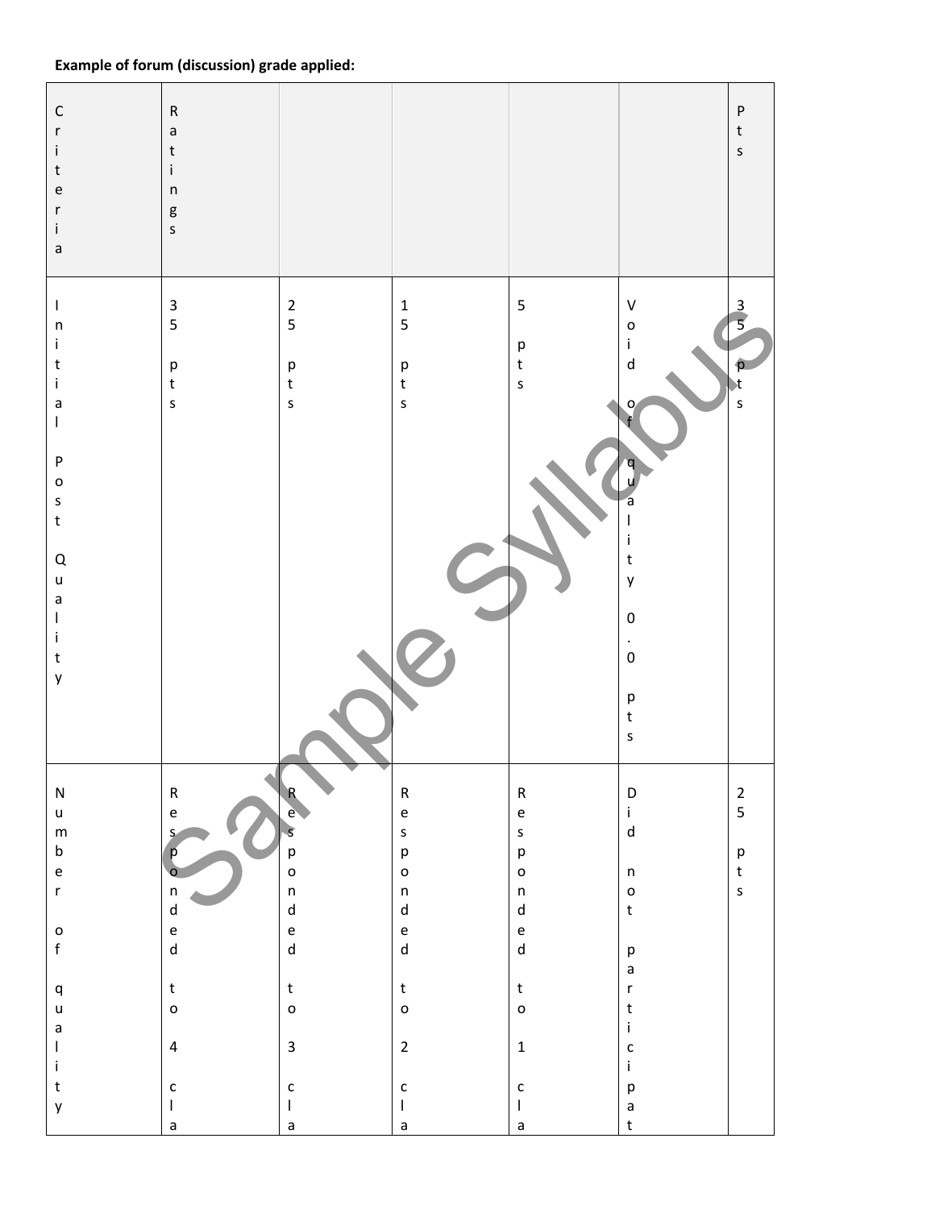**Example of forum (discussion) grade applied:**

| Criteria | Ratings | | | | | Pts |
|---|---|---|---|---|---|---|
| Initial Post Quality | 35 pts | 25 pts | 15 pts | 5 pts | Void of quality 0.0 pts | 35 pts |
| Number of quality | Responded to 4 cla | Responded to 3 cla | Responded to 2 cla | Responded to 1 cla | Did not participat | 25 pts |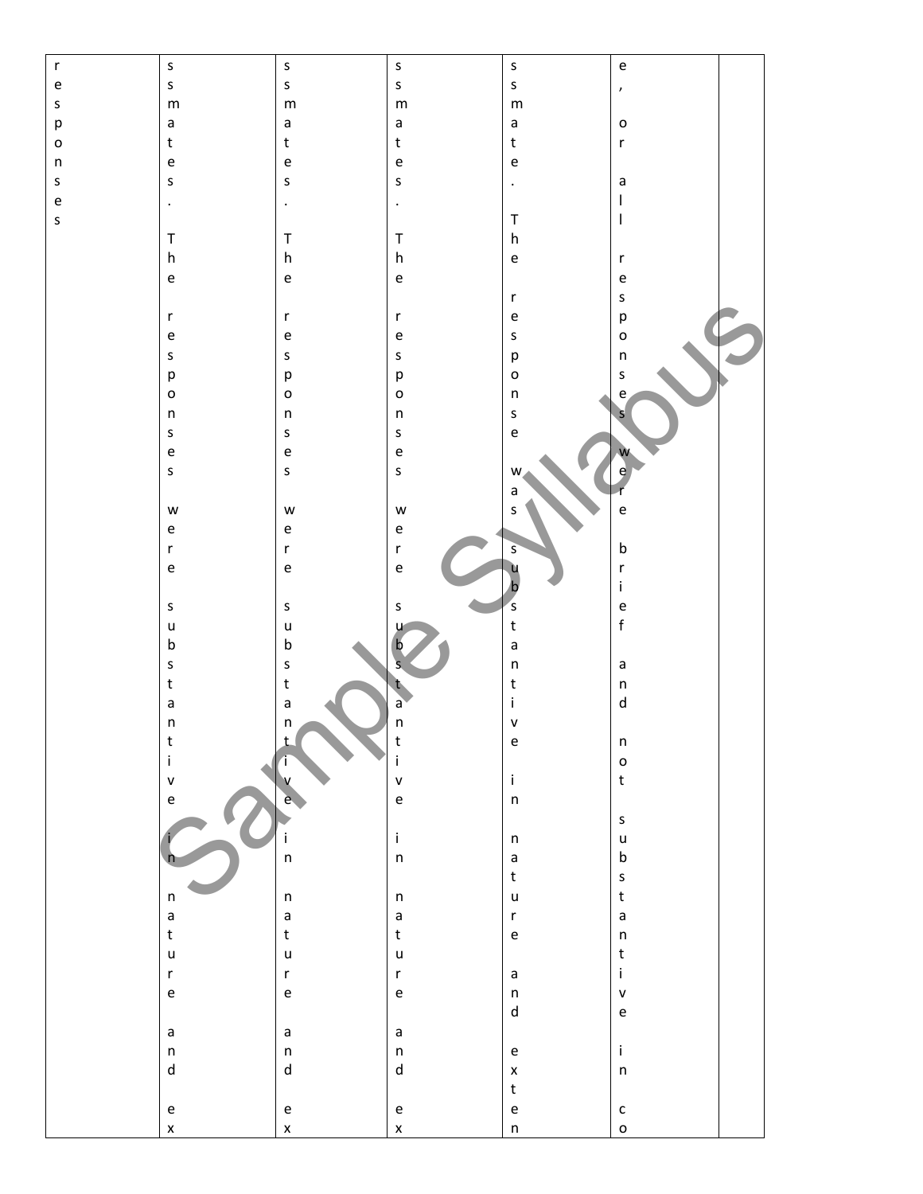| responses | ssmates. The responses were substantive in nature and ex | ssmates. The responses were substantive in nature and ex | ssmates. The responses were substantive in nature and ex | ssmate. The response was substantive in nature and exten | e, or all responses were brief and not substantive in co | |
|---|---|---|---|---|---|---|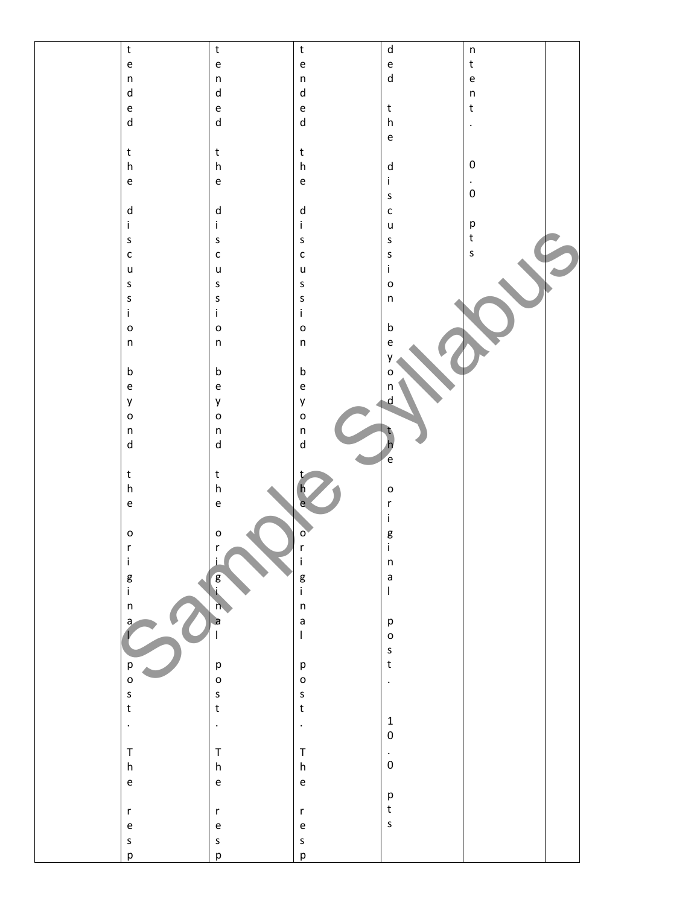|  | tended the discussion beyond the original post. The resp | tended the discussion beyond the original post. The resp | tended the discussion beyond the original post. The resp | ded the discussion beyond the original post. 10.0 pts | ntent. 0.0 pts |  |
|---|---|---|---|---|---|---|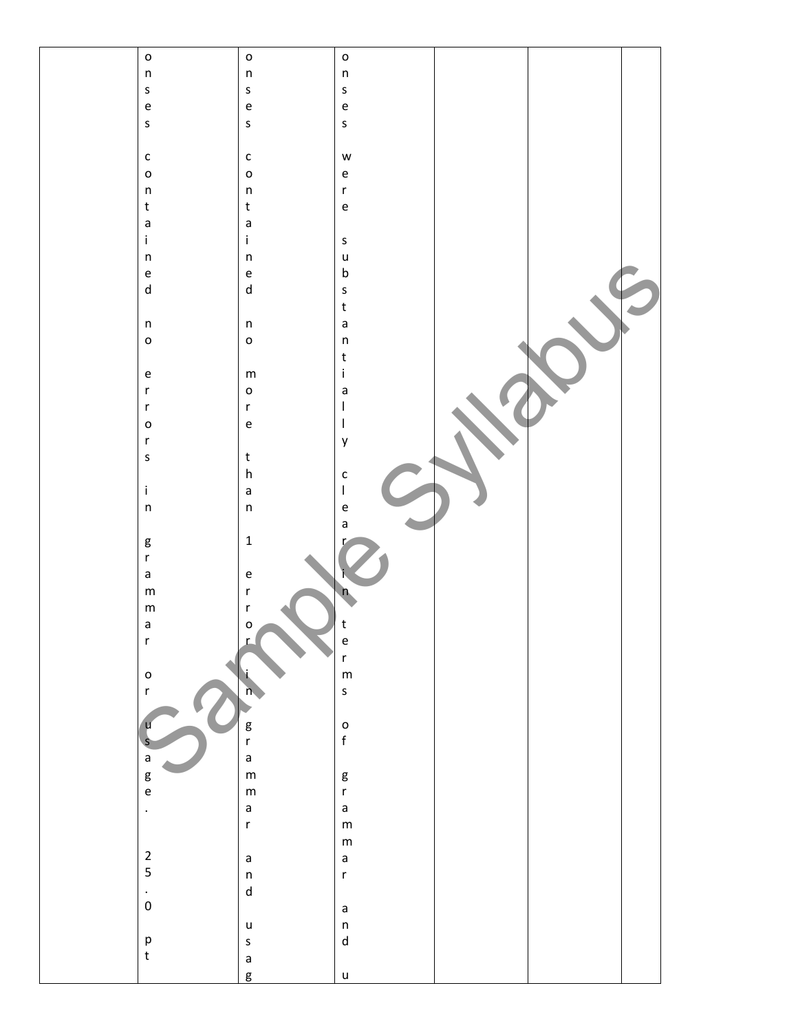|  | onses contained no errors in grammar or usage. 25.0 pt | onses contained no more than 1 error in grammar and usag | onses were substantially clear in terms of grammar and u |  |  |  |
| --- | --- | --- | --- | --- | --- | --- |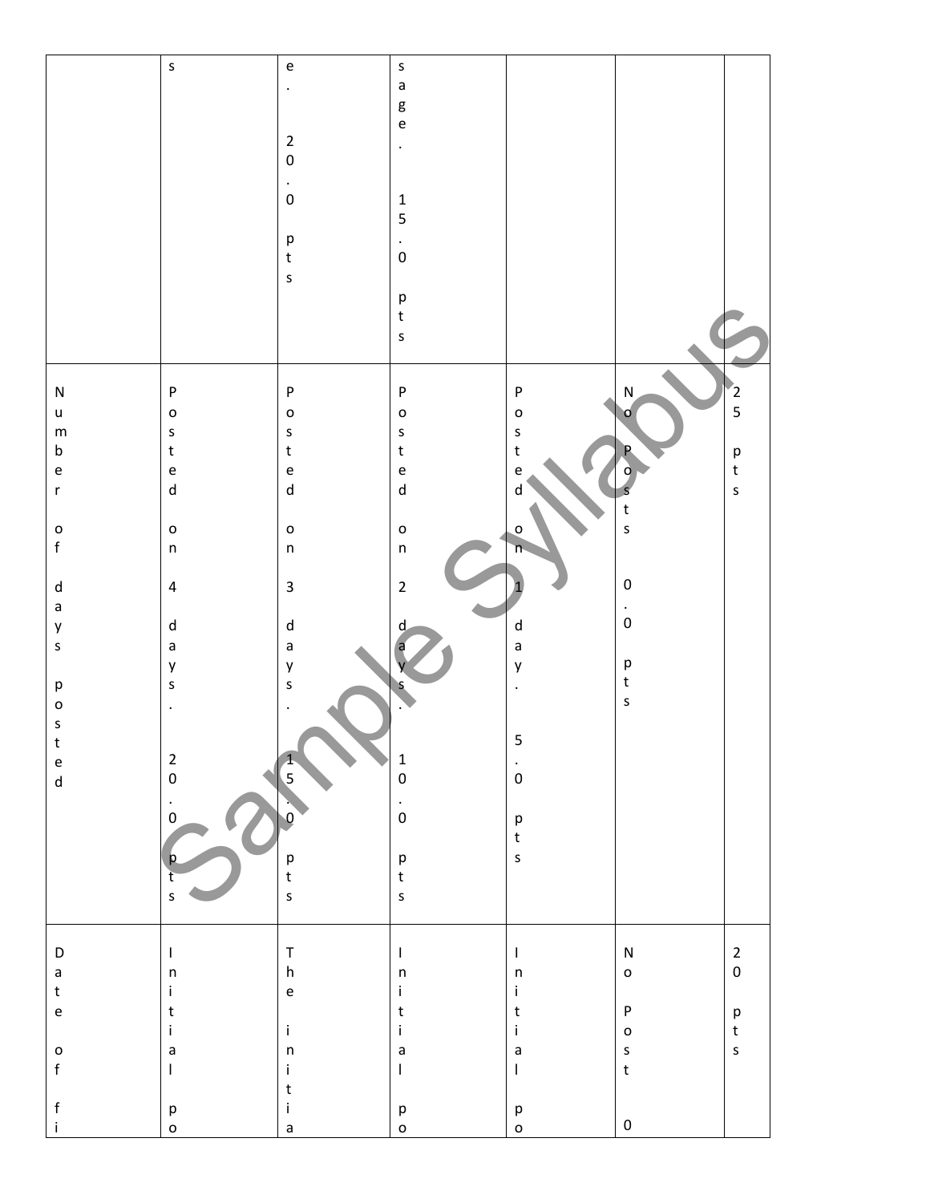| | s | e. 20.0 pts | sage. 15.0 pts | | | |
|---|---|---|---|---|---|---|
| Number of days posted | Posted on 4 days. 20.0 pts | Posted on 3 days. 15.0 pts | Posted on 2 days. 10.0 pts | Posted on 1 day. 5.0 pts | No Posts 0.0 pts | 25 pts |
| Date of fi | Initial po | The initia | Initial po | Initial po | No Post 0 | 20 pts |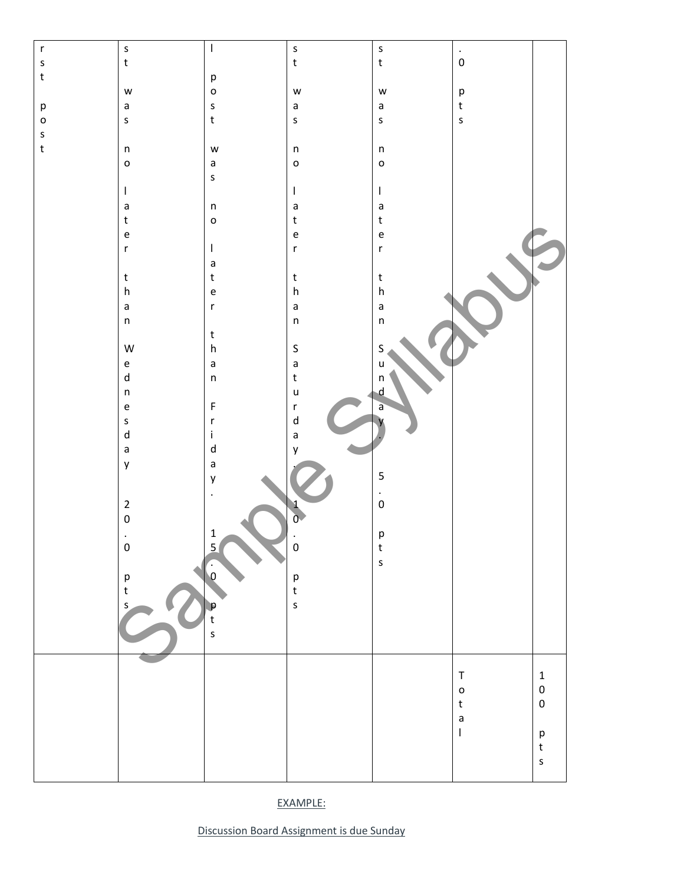| rst post | st was no later than Wednesday 20.0 pts | l post was no later than Friday. 15.0 pts | st was no later than Saturday. 10.0 pts | st was no later than Sunday. 5.0 pts | .0 pts | |
|---|---|---|---|---|---|---|
| | | | | | Total | 100 pts |

EXAMPLE:

Discussion Board Assignment is due Sunday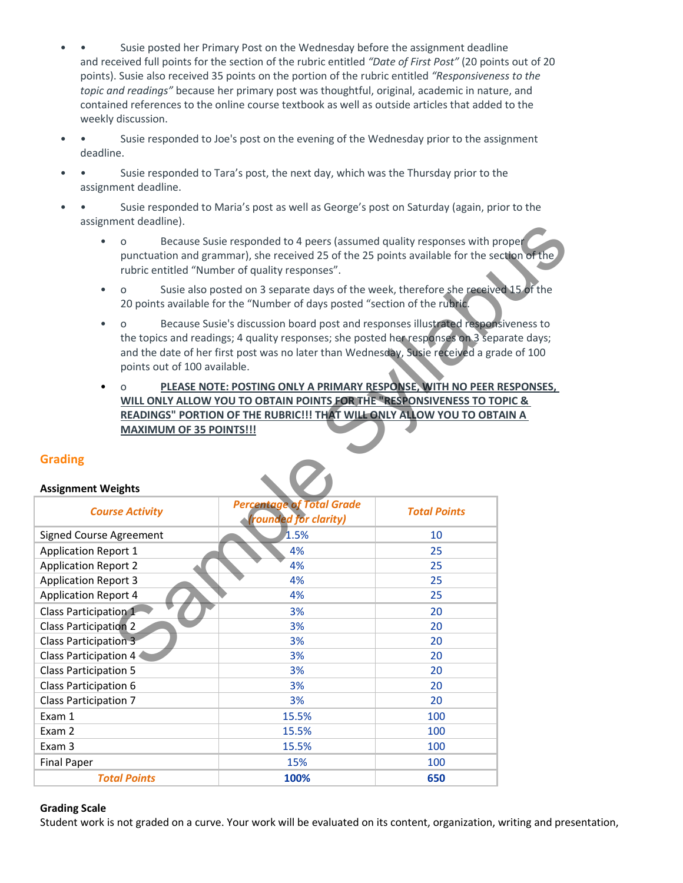- Susie posted her Primary Post on the Wednesday before the assignment deadline and received full points for the section of the rubric entitled *"Date of First Post"* (20 points out of 20 points). Susie also received 35 points on the portion of the rubric entitled *"Responsiveness to the topic and readings"* because her primary post was thoughtful, original, academic in nature, and contained references to the online course textbook as well as outside articles that added to the weekly discussion.
- Susie responded to Joe's post on the evening of the Wednesday prior to the assignment deadline.
- Susie responded to Tara's post, the next day, which was the Thursday prior to the assignment deadline.
- Susie responded to Maria's post as well as George's post on Saturday (again, prior to the assignment deadline).
  - Because Susie responded to 4 peers (assumed quality responses with proper punctuation and grammar), she received 25 of the 25 points available for the section of the rubric entitled "Number of quality responses".
  - Susie also posted on 3 separate days of the week, therefore she received 15 of the 20 points available for the "Number of days posted "section of the rubric.
  - Because Susie's discussion board post and responses illustrated responsiveness to the topics and readings; 4 quality responses; she posted her responses on 3 separate days; and the date of her first post was no later than Wednesday, Susie received a grade of 100 points out of 100 available.
  - **PLEASE NOTE: POSTING ONLY A PRIMARY RESPONSE, WITH NO PEER RESPONSES, WILL ONLY ALLOW YOU TO OBTAIN POINTS FOR THE "RESPONSIVENESS TO TOPIC & READINGS" PORTION OF THE RUBRIC!!! THAT WILL ONLY ALLOW YOU TO OBTAIN A MAXIMUM OF 35 POINTS!!!**

## Grading

**Assignment Weights**

| *Course Activity* | *Percentage of Total Grade (rounded for clarity)* | *Total Points* |
|---|---|---|
| Signed Course Agreement | 1.5% | 10 |
| Application Report 1 | 4% | 25 |
| Application Report 2 | 4% | 25 |
| Application Report 3 | 4% | 25 |
| Application Report 4 | 4% | 25 |
| Class Participation 1 | 3% | 20 |
| Class Participation 2 | 3% | 20 |
| Class Participation 3 | 3% | 20 |
| Class Participation 4 | 3% | 20 |
| Class Participation 5 | 3% | 20 |
| Class Participation 6 | 3% | 20 |
| Class Participation 7 | 3% | 20 |
| Exam 1 | 15.5% | 100 |
| Exam 2 | 15.5% | 100 |
| Exam 3 | 15.5% | 100 |
| Final Paper | 15% | 100 |
| ***Total Points*** | **100%** | **650** |

**Grading Scale**

Student work is not graded on a curve. Your work will be evaluated on its content, organization, writing and presentation,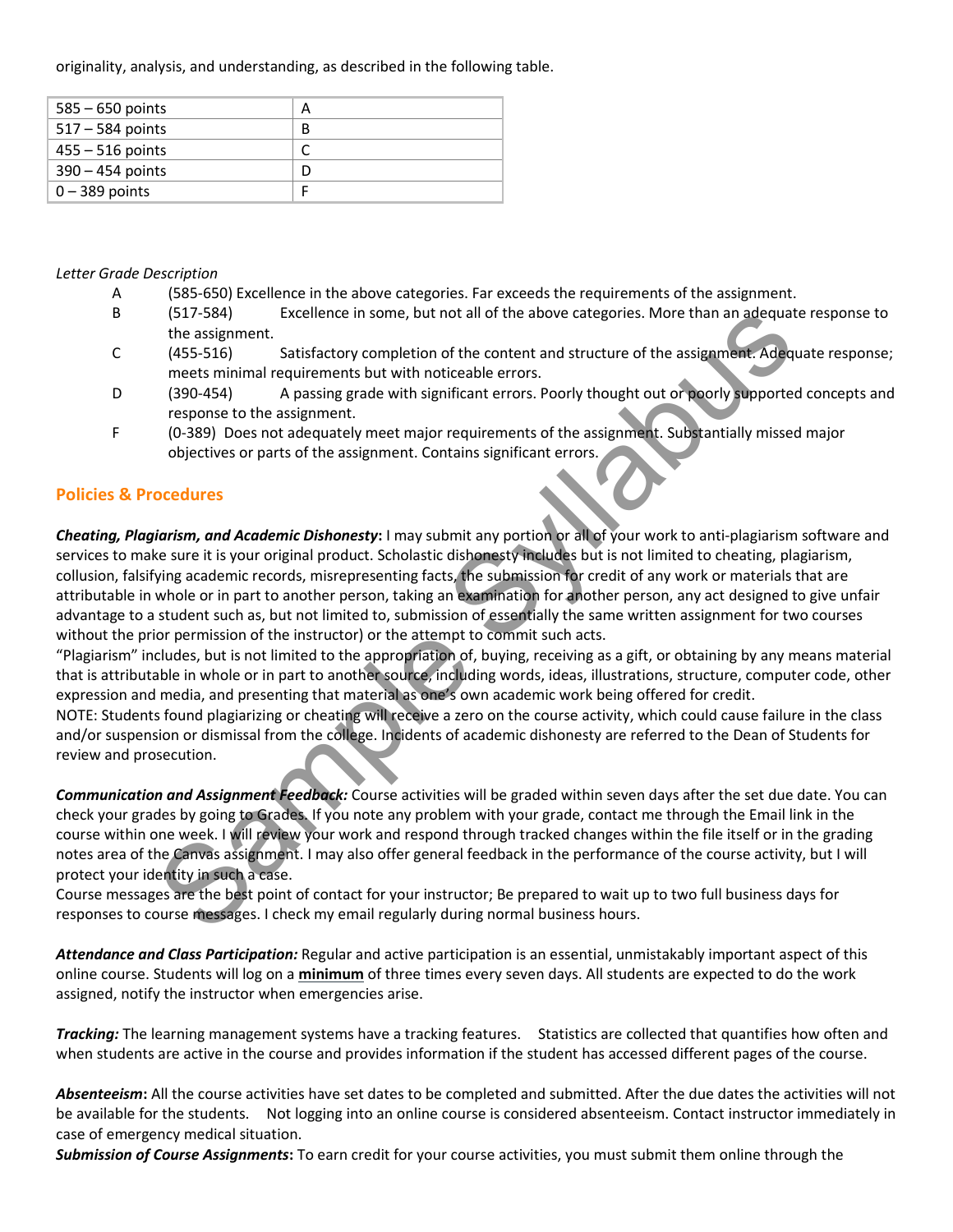originality, analysis, and understanding, as described in the following table.

| | |
|---|---|
| 585 – 650 points | A |
| 517 – 584 points | B |
| 455 – 516 points | C |
| 390 – 454 points | D |
| 0 – 389 points | F |

*Letter Grade Description*

- A (585-650) Excellence in the above categories. Far exceeds the requirements of the assignment.
- B (517-584) Excellence in some, but not all of the above categories. More than an adequate response to the assignment.
- C (455-516) Satisfactory completion of the content and structure of the assignment. Adequate response; meets minimal requirements but with noticeable errors.
- D (390-454) A passing grade with significant errors. Poorly thought out or poorly supported concepts and response to the assignment.
- F (0-389) Does not adequately meet major requirements of the assignment. Substantially missed major objectives or parts of the assignment. Contains significant errors.

## Policies & Procedures

***Cheating, Plagiarism, and Academic Dishonesty*:** I may submit any portion or all of your work to anti-plagiarism software and services to make sure it is your original product. Scholastic dishonesty includes but is not limited to cheating, plagiarism, collusion, falsifying academic records, misrepresenting facts, the submission for credit of any work or materials that are attributable in whole or in part to another person, taking an examination for another person, any act designed to give unfair advantage to a student such as, but not limited to, submission of essentially the same written assignment for two courses without the prior permission of the instructor) or the attempt to commit such acts.

"Plagiarism" includes, but is not limited to the appropriation of, buying, receiving as a gift, or obtaining by any means material that is attributable in whole or in part to another source, including words, ideas, illustrations, structure, computer code, other expression and media, and presenting that material as one's own academic work being offered for credit.

NOTE: Students found plagiarizing or cheating will receive a zero on the course activity, which could cause failure in the class and/or suspension or dismissal from the college. Incidents of academic dishonesty are referred to the Dean of Students for review and prosecution.

***Communication and Assignment Feedback:*** Course activities will be graded within seven days after the set due date. You can check your grades by going to Grades. If you note any problem with your grade, contact me through the Email link in the course within one week. I will review your work and respond through tracked changes within the file itself or in the grading notes area of the Canvas assignment. I may also offer general feedback in the performance of the course activity, but I will protect your identity in such a case.

Course messages are the best point of contact for your instructor; Be prepared to wait up to two full business days for responses to course messages. I check my email regularly during normal business hours.

***Attendance and Class Participation:*** Regular and active participation is an essential, unmistakably important aspect of this online course. Students will log on a **minimum** of three times every seven days. All students are expected to do the work assigned, notify the instructor when emergencies arise.

***Tracking:*** The learning management systems have a tracking features. Statistics are collected that quantifies how often and when students are active in the course and provides information if the student has accessed different pages of the course.

***Absenteeism*:** All the course activities have set dates to be completed and submitted. After the due dates the activities will not be available for the students. Not logging into an online course is considered absenteeism. Contact instructor immediately in case of emergency medical situation.

***Submission of Course Assignments*:** To earn credit for your course activities, you must submit them online through the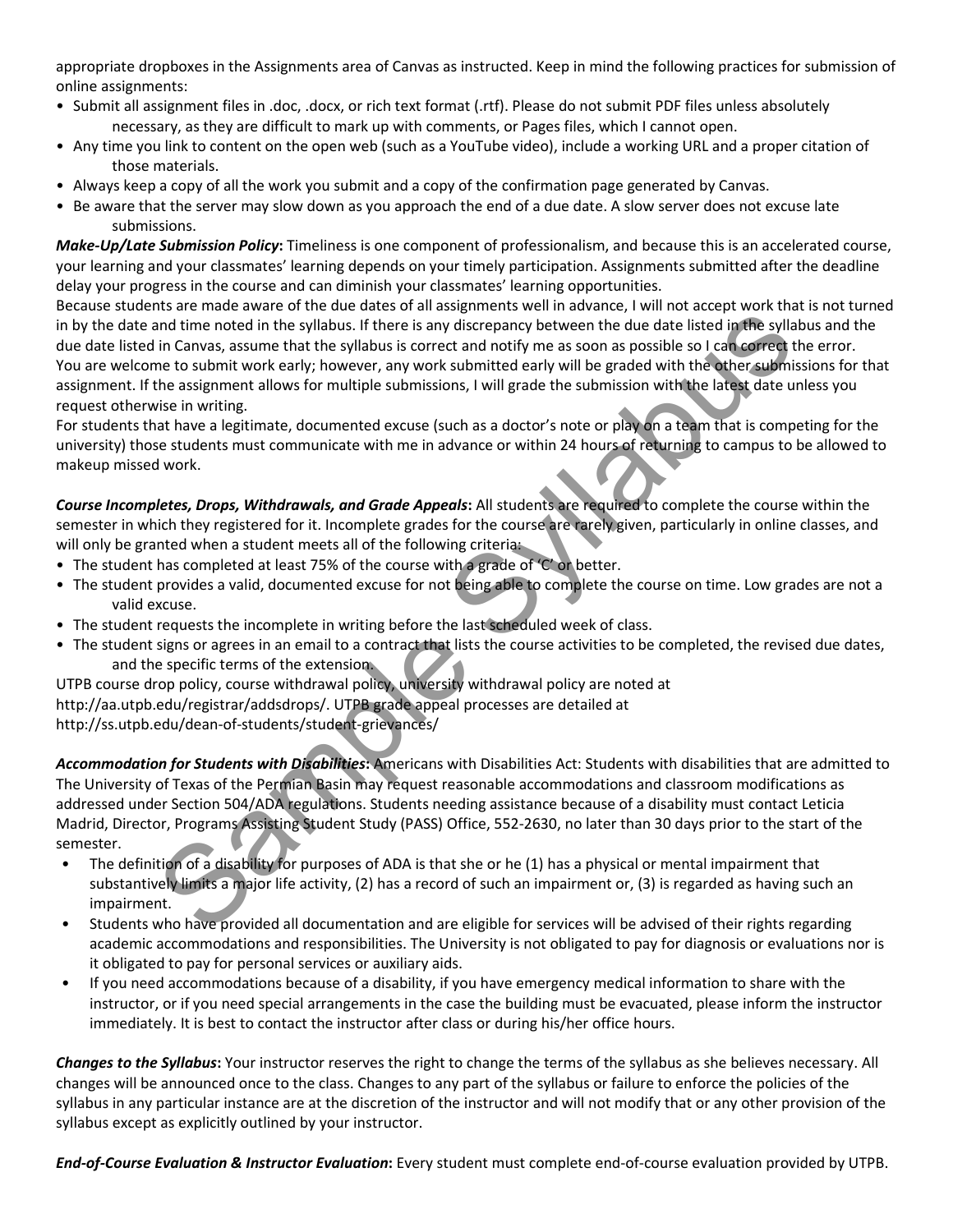appropriate dropboxes in the Assignments area of Canvas as instructed. Keep in mind the following practices for submission of online assignments:

- Submit all assignment files in .doc, .docx, or rich text format (.rtf). Please do not submit PDF files unless absolutely necessary, as they are difficult to mark up with comments, or Pages files, which I cannot open.
- Any time you link to content on the open web (such as a YouTube video), include a working URL and a proper citation of those materials.
- Always keep a copy of all the work you submit and a copy of the confirmation page generated by Canvas.
- Be aware that the server may slow down as you approach the end of a due date. A slow server does not excuse late submissions.

***Make-Up/Late Submission Policy*:** Timeliness is one component of professionalism, and because this is an accelerated course, your learning and your classmates' learning depends on your timely participation. Assignments submitted after the deadline delay your progress in the course and can diminish your classmates' learning opportunities.

Because students are made aware of the due dates of all assignments well in advance, I will not accept work that is not turned in by the date and time noted in the syllabus. If there is any discrepancy between the due date listed in the syllabus and the due date listed in Canvas, assume that the syllabus is correct and notify me as soon as possible so I can correct the error.

You are welcome to submit work early; however, any work submitted early will be graded with the other submissions for that assignment. If the assignment allows for multiple submissions, I will grade the submission with the latest date unless you request otherwise in writing.

For students that have a legitimate, documented excuse (such as a doctor's note or play on a team that is competing for the university) those students must communicate with me in advance or within 24 hours of returning to campus to be allowed to makeup missed work.

***Course Incompletes, Drops, Withdrawals, and Grade Appeals*:** All students are required to complete the course within the semester in which they registered for it. Incomplete grades for the course are rarely given, particularly in online classes, and will only be granted when a student meets all of the following criteria:

- The student has completed at least 75% of the course with a grade of 'C' or better.
- The student provides a valid, documented excuse for not being able to complete the course on time. Low grades are not a valid excuse.
- The student requests the incomplete in writing before the last scheduled week of class.
- The student signs or agrees in an email to a contract that lists the course activities to be completed, the revised due dates, and the specific terms of the extension.

UTPB course drop policy, course withdrawal policy, university withdrawal policy are noted at http://aa.utpb.edu/registrar/addsdrops/. UTPB grade appeal processes are detailed at http://ss.utpb.edu/dean-of-students/student-grievances/

***Accommodation for Students with Disabilities*:** Americans with Disabilities Act: Students with disabilities that are admitted to The University of Texas of the Permian Basin may request reasonable accommodations and classroom modifications as addressed under Section 504/ADA regulations. Students needing assistance because of a disability must contact Leticia Madrid, Director, Programs Assisting Student Study (PASS) Office, 552-2630, no later than 30 days prior to the start of the semester.

- The definition of a disability for purposes of ADA is that she or he (1) has a physical or mental impairment that substantively limits a major life activity, (2) has a record of such an impairment or, (3) is regarded as having such an impairment.
- Students who have provided all documentation and are eligible for services will be advised of their rights regarding academic accommodations and responsibilities. The University is not obligated to pay for diagnosis or evaluations nor is it obligated to pay for personal services or auxiliary aids.
- If you need accommodations because of a disability, if you have emergency medical information to share with the instructor, or if you need special arrangements in the case the building must be evacuated, please inform the instructor immediately. It is best to contact the instructor after class or during his/her office hours.

***Changes to the Syllabus*:** Your instructor reserves the right to change the terms of the syllabus as she believes necessary. All changes will be announced once to the class. Changes to any part of the syllabus or failure to enforce the policies of the syllabus in any particular instance are at the discretion of the instructor and will not modify that or any other provision of the syllabus except as explicitly outlined by your instructor.

***End-of-Course Evaluation & Instructor Evaluation*:** Every student must complete end-of-course evaluation provided by UTPB.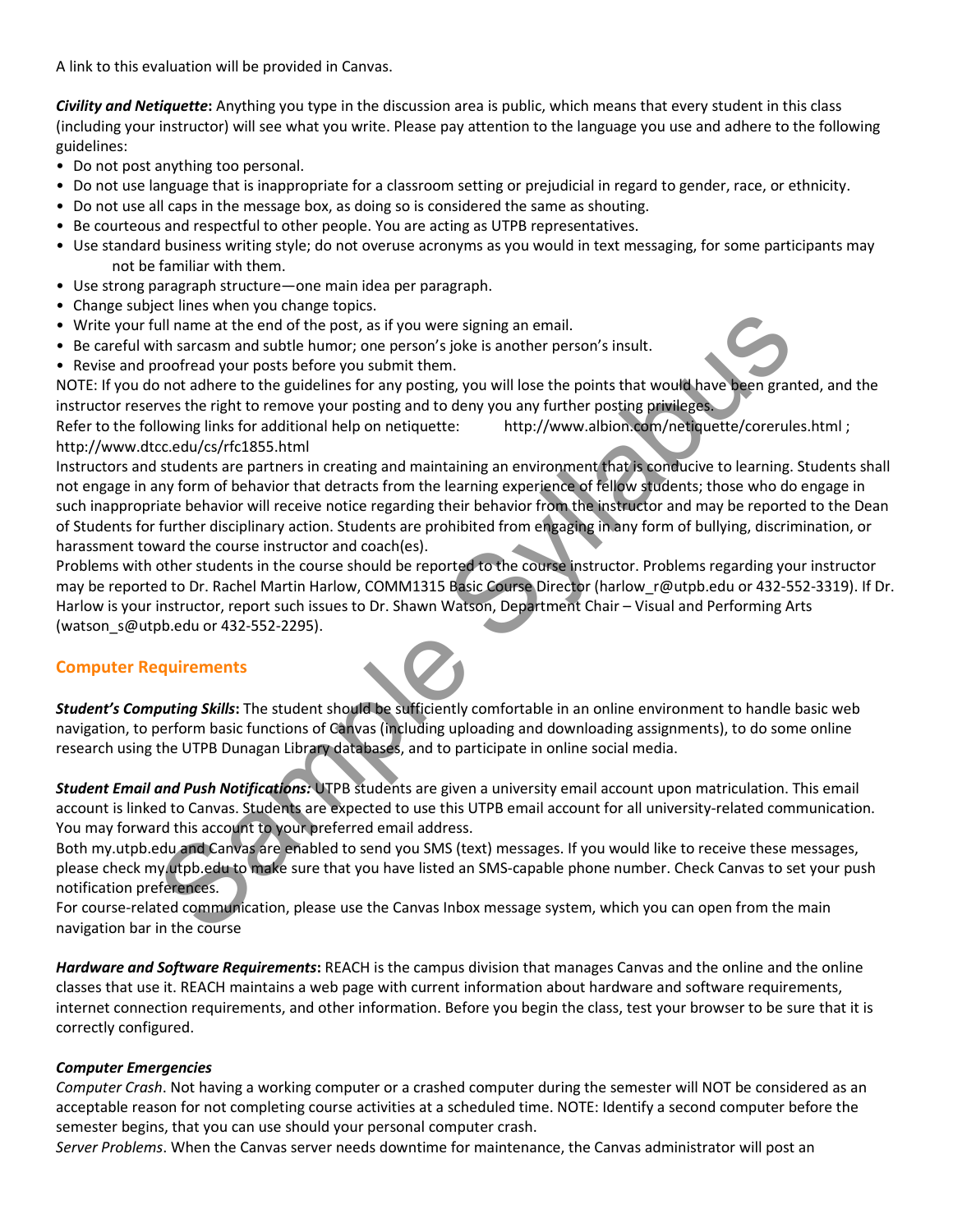A link to this evaluation will be provided in Canvas.

***Civility and Netiquette*:** Anything you type in the discussion area is public, which means that every student in this class (including your instructor) will see what you write. Please pay attention to the language you use and adhere to the following guidelines:

- Do not post anything too personal.
- Do not use language that is inappropriate for a classroom setting or prejudicial in regard to gender, race, or ethnicity.
- Do not use all caps in the message box, as doing so is considered the same as shouting.
- Be courteous and respectful to other people. You are acting as UTPB representatives.
- Use standard business writing style; do not overuse acronyms as you would in text messaging, for some participants may not be familiar with them.
- Use strong paragraph structure—one main idea per paragraph.
- Change subject lines when you change topics.
- Write your full name at the end of the post, as if you were signing an email.
- Be careful with sarcasm and subtle humor; one person's joke is another person's insult.
- Revise and proofread your posts before you submit them.

NOTE: If you do not adhere to the guidelines for any posting, you will lose the points that would have been granted, and the instructor reserves the right to remove your posting and to deny you any further posting privileges.

Refer to the following links for additional help on netiquette: http://www.albion.com/netiquette/corerules.html ; http://www.dtcc.edu/cs/rfc1855.html

Instructors and students are partners in creating and maintaining an environment that is conducive to learning. Students shall not engage in any form of behavior that detracts from the learning experience of fellow students; those who do engage in such inappropriate behavior will receive notice regarding their behavior from the instructor and may be reported to the Dean of Students for further disciplinary action. Students are prohibited from engaging in any form of bullying, discrimination, or harassment toward the course instructor and coach(es).

Problems with other students in the course should be reported to the course instructor. Problems regarding your instructor may be reported to Dr. Rachel Martin Harlow, COMM1315 Basic Course Director (harlow_r@utpb.edu or 432-552-3319). If Dr. Harlow is your instructor, report such issues to Dr. Shawn Watson, Department Chair – Visual and Performing Arts (watson_s@utpb.edu or 432-552-2295).

## Computer Requirements

***Student's Computing Skills*:** The student should be sufficiently comfortable in an online environment to handle basic web navigation, to perform basic functions of Canvas (including uploading and downloading assignments), to do some online research using the UTPB Dunagan Library databases, and to participate in online social media.

***Student Email and Push Notifications:*** UTPB students are given a university email account upon matriculation. This email account is linked to Canvas. Students are expected to use this UTPB email account for all university-related communication. You may forward this account to your preferred email address.

Both my.utpb.edu and Canvas are enabled to send you SMS (text) messages. If you would like to receive these messages, please check my.utpb.edu to make sure that you have listed an SMS-capable phone number. Check Canvas to set your push notification preferences.

For course-related communication, please use the Canvas Inbox message system, which you can open from the main navigation bar in the course

***Hardware and Software Requirements*:** REACH is the campus division that manages Canvas and the online and the online classes that use it. REACH maintains a web page with current information about hardware and software requirements, internet connection requirements, and other information. Before you begin the class, test your browser to be sure that it is correctly configured.

***Computer Emergencies***

*Computer Crash*. Not having a working computer or a crashed computer during the semester will NOT be considered as an acceptable reason for not completing course activities at a scheduled time. NOTE: Identify a second computer before the semester begins, that you can use should your personal computer crash.

*Server Problems*. When the Canvas server needs downtime for maintenance, the Canvas administrator will post an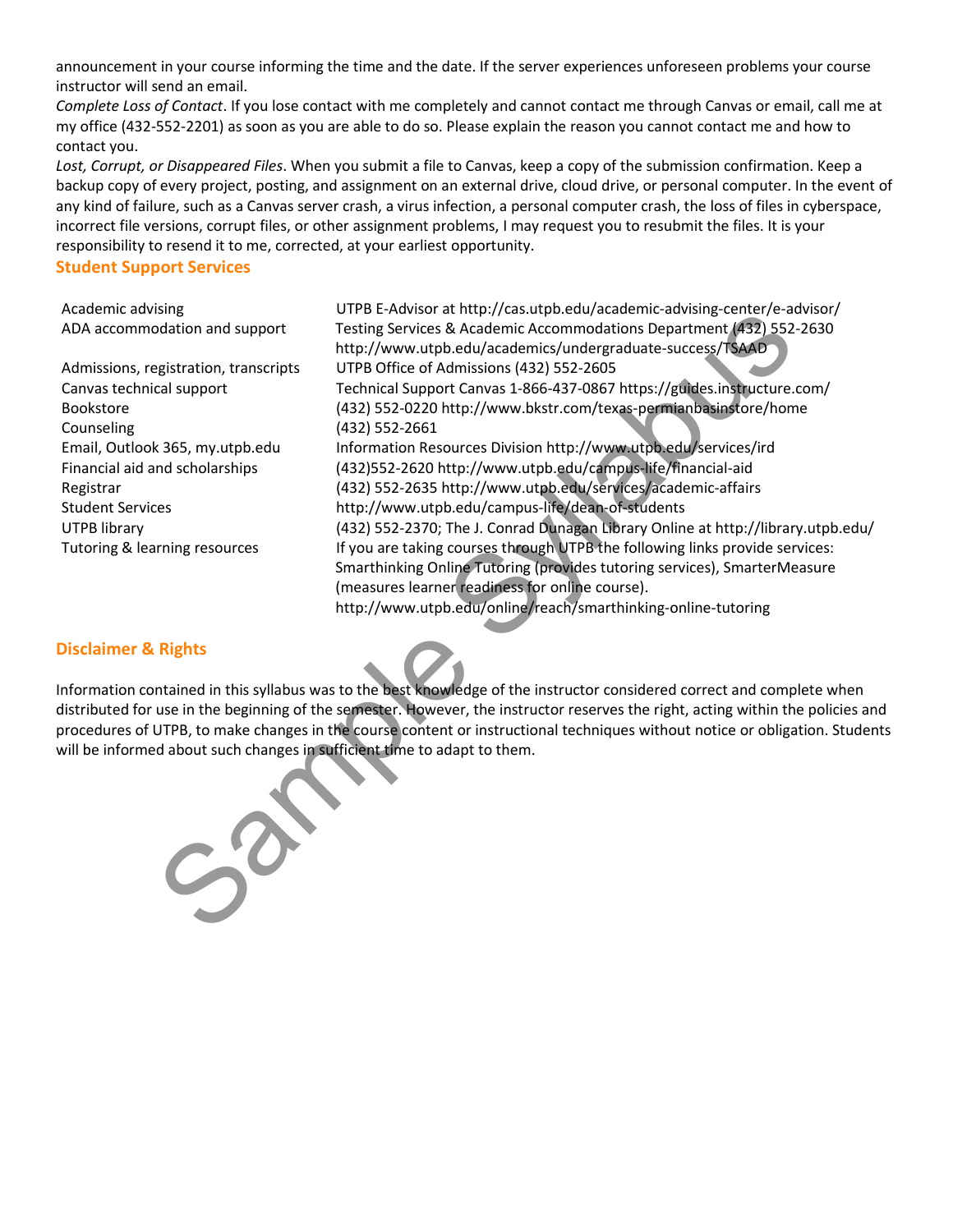announcement in your course informing the time and the date. If the server experiences unforeseen problems your course instructor will send an email.

*Complete Loss of Contact*. If you lose contact with me completely and cannot contact me through Canvas or email, call me at my office (432-552-2201) as soon as you are able to do so. Please explain the reason you cannot contact me and how to contact you.

*Lost, Corrupt, or Disappeared Files*. When you submit a file to Canvas, keep a copy of the submission confirmation. Keep a backup copy of every project, posting, and assignment on an external drive, cloud drive, or personal computer. In the event of any kind of failure, such as a Canvas server crash, a virus infection, a personal computer crash, the loss of files in cyberspace, incorrect file versions, corrupt files, or other assignment problems, I may request you to resubmit the files. It is your responsibility to resend it to me, corrected, at your earliest opportunity.

## Student Support Services

| | |
|---|---|
| Academic advising | UTPB E-Advisor at http://cas.utpb.edu/academic-advising-center/e-advisor/ |
| ADA accommodation and support | Testing Services & Academic Accommodations Department (432) 552-2630 http://www.utpb.edu/academics/undergraduate-success/TSAAD |
| Admissions, registration, transcripts | UTPB Office of Admissions (432) 552-2605 |
| Canvas technical support | Technical Support Canvas 1-866-437-0867 https://guides.instructure.com/ |
| Bookstore | (432) 552-0220 http://www.bkstr.com/texas-permianbasinstore/home |
| Counseling | (432) 552-2661 |
| Email, Outlook 365, my.utpb.edu | Information Resources Division http://www.utpb.edu/services/ird |
| Financial aid and scholarships | (432)552-2620 http://www.utpb.edu/campus-life/financial-aid |
| Registrar | (432) 552-2635 http://www.utpb.edu/services/academic-affairs |
| Student Services | http://www.utpb.edu/campus-life/dean-of-students |
| UTPB library | (432) 552-2370; The J. Conrad Dunagan Library Online at http://library.utpb.edu/ |
| Tutoring & learning resources | If you are taking courses through UTPB the following links provide services: Smarthinking Online Tutoring (provides tutoring services), SmarterMeasure (measures learner readiness for online course). http://www.utpb.edu/online/reach/smarthinking-online-tutoring |

## Disclaimer & Rights

Information contained in this syllabus was to the best knowledge of the instructor considered correct and complete when distributed for use in the beginning of the semester. However, the instructor reserves the right, acting within the policies and procedures of UTPB, to make changes in the course content or instructional techniques without notice or obligation. Students will be informed about such changes in sufficient time to adapt to them.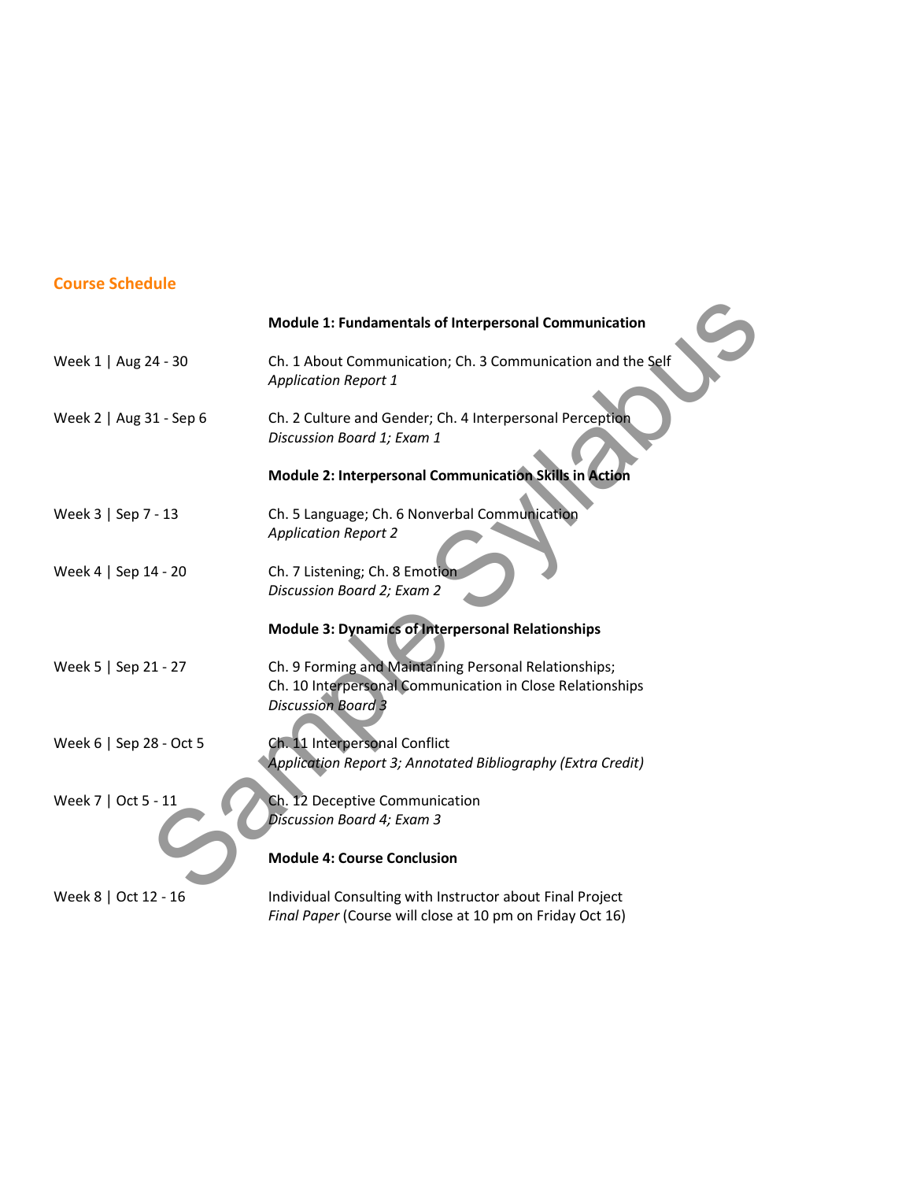## Course Schedule

| | |
|---|---|
| | **Module 1: Fundamentals of Interpersonal Communication** |
| Week 1 \| Aug 24 - 30 | Ch. 1 About Communication; Ch. 3 Communication and the Self<br>*Application Report 1* |
| Week 2 \| Aug 31 - Sep 6 | Ch. 2 Culture and Gender; Ch. 4 Interpersonal Perception<br>*Discussion Board 1; Exam 1* |
| | **Module 2: Interpersonal Communication Skills in Action** |
| Week 3 \| Sep 7 - 13 | Ch. 5 Language; Ch. 6 Nonverbal Communication<br>*Application Report 2* |
| Week 4 \| Sep 14 - 20 | Ch. 7 Listening; Ch. 8 Emotion<br>*Discussion Board 2; Exam 2* |
| | **Module 3: Dynamics of Interpersonal Relationships** |
| Week 5 \| Sep 21 - 27 | Ch. 9 Forming and Maintaining Personal Relationships;<br>Ch. 10 Interpersonal Communication in Close Relationships<br>*Discussion Board 3* |
| Week 6 \| Sep 28 - Oct 5 | Ch. 11 Interpersonal Conflict<br>*Application Report 3; Annotated Bibliography (Extra Credit)* |
| Week 7 \| Oct 5 - 11 | Ch. 12 Deceptive Communication<br>*Discussion Board 4; Exam 3* |
| | **Module 4: Course Conclusion** |
| Week 8 \| Oct 12 - 16 | Individual Consulting with Instructor about Final Project<br>*Final Paper* (Course will close at 10 pm on Friday Oct 16) |